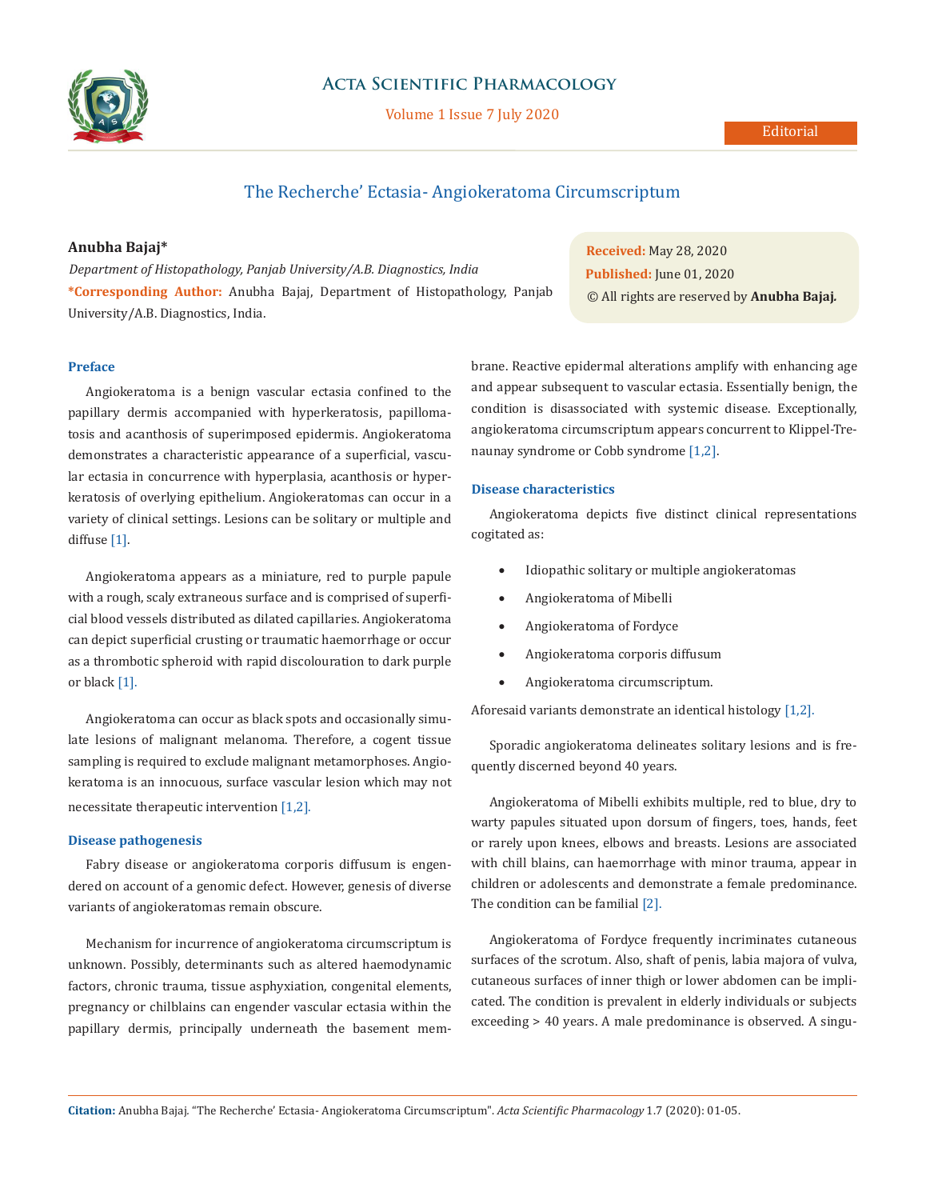# The Recherche' Ectasia- Angiokeratoma Circumscriptum

**Anubha Bajaj***

*Department of Histopathology, Panjab University/A.B. Diagnostics, India*

***Corresponding Author:** Anubha Bajaj, Department of Histopathology, Panjab University/A.B. Diagnostics, India.

**Received:** May 28, 2020
**Published:** June 01, 2020
© All rights are reserved by **Anubha Bajaj.**

## Preface

Angiokeratoma is a benign vascular ectasia confined to the papillary dermis accompanied with hyperkeratosis, papillomatosis and acanthosis of superimposed epidermis. Angiokeratoma demonstrates a characteristic appearance of a superficial, vascular ectasia in concurrence with hyperplasia, acanthosis or hyperkeratosis of overlying epithelium. Angiokeratomas can occur in a variety of clinical settings. Lesions can be solitary or multiple and diffuse [1].

Angiokeratoma appears as a miniature, red to purple papule with a rough, scaly extraneous surface and is comprised of superficial blood vessels distributed as dilated capillaries. Angiokeratoma can depict superficial crusting or traumatic haemorrhage or occur as a thrombotic spheroid with rapid discolouration to dark purple or black [1].

Angiokeratoma can occur as black spots and occasionally simulate lesions of malignant melanoma. Therefore, a cogent tissue sampling is required to exclude malignant metamorphoses. Angiokeratoma is an innocuous, surface vascular lesion which may not necessitate therapeutic intervention [1,2].

## Disease pathogenesis

Fabry disease or angiokeratoma corporis diffusum is engendered on account of a genomic defect. However, genesis of diverse variants of angiokeratomas remain obscure.

Mechanism for incurrence of angiokeratoma circumscriptum is unknown. Possibly, determinants such as altered haemodynamic factors, chronic trauma, tissue asphyxiation, congenital elements, pregnancy or chilblains can engender vascular ectasia within the papillary dermis, principally underneath the basement membrane. Reactive epidermal alterations amplify with enhancing age and appear subsequent to vascular ectasia. Essentially benign, the condition is disassociated with systemic disease. Exceptionally, angiokeratoma circumscriptum appears concurrent to Klippel-Trenaunay syndrome or Cobb syndrome [1,2].

## Disease characteristics

Angiokeratoma depicts five distinct clinical representations cogitated as:

- Idiopathic solitary or multiple angiokeratomas
- Angiokeratoma of Mibelli
- Angiokeratoma of Fordyce
- Angiokeratoma corporis diffusum
- Angiokeratoma circumscriptum.

Aforesaid variants demonstrate an identical histology [1,2].

Sporadic angiokeratoma delineates solitary lesions and is frequently discerned beyond 40 years.

Angiokeratoma of Mibelli exhibits multiple, red to blue, dry to warty papules situated upon dorsum of fingers, toes, hands, feet or rarely upon knees, elbows and breasts. Lesions are associated with chill blains, can haemorrhage with minor trauma, appear in children or adolescents and demonstrate a female predominance. The condition can be familial [2].

Angiokeratoma of Fordyce frequently incriminates cutaneous surfaces of the scrotum. Also, shaft of penis, labia majora of vulva, cutaneous surfaces of inner thigh or lower abdomen can be implicated. The condition is prevalent in elderly individuals or subjects exceeding > 40 years. A male predominance is observed. A singu-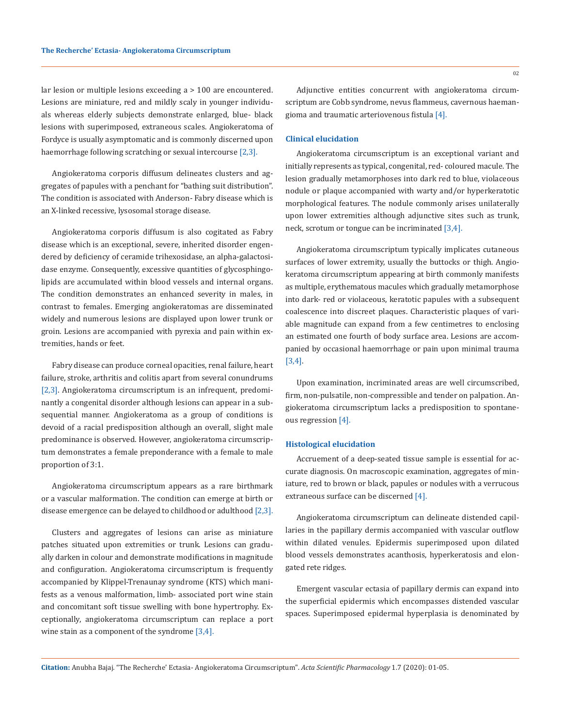lar lesion or multiple lesions exceeding a > 100 are encountered. Lesions are miniature, red and mildly scaly in younger individuals whereas elderly subjects demonstrate enlarged, blue- black lesions with superimposed, extraneous scales. Angiokeratoma of Fordyce is usually asymptomatic and is commonly discerned upon haemorrhage following scratching or sexual intercourse [2,3].

Angiokeratoma corporis diffusum delineates clusters and aggregates of papules with a penchant for "bathing suit distribution". The condition is associated with Anderson- Fabry disease which is an X-linked recessive, lysosomal storage disease.

Angiokeratoma corporis diffusum is also cogitated as Fabry disease which is an exceptional, severe, inherited disorder engendered by deficiency of ceramide trihexosidase, an alpha-galactosidase enzyme. Consequently, excessive quantities of glycosphingolipids are accumulated within blood vessels and internal organs. The condition demonstrates an enhanced severity in males, in contrast to females. Emerging angiokeratomas are disseminated widely and numerous lesions are displayed upon lower trunk or groin. Lesions are accompanied with pyrexia and pain within extremities, hands or feet.

Fabry disease can produce corneal opacities, renal failure, heart failure, stroke, arthritis and colitis apart from several conundrums [2,3]. Angiokeratoma circumscriptum is an infrequent, predominantly a congenital disorder although lesions can appear in a subsequential manner. Angiokeratoma as a group of conditions is devoid of a racial predisposition although an overall, slight male predominance is observed. However, angiokeratoma circumscriptum demonstrates a female preponderance with a female to male proportion of 3:1.

Angiokeratoma circumscriptum appears as a rare birthmark or a vascular malformation. The condition can emerge at birth or disease emergence can be delayed to childhood or adulthood [2,3].

Clusters and aggregates of lesions can arise as miniature patches situated upon extremities or trunk. Lesions can gradually darken in colour and demonstrate modifications in magnitude and configuration. Angiokeratoma circumscriptum is frequently accompanied by Klippel-Trenaunay syndrome (KTS) which manifests as a venous malformation, limb- associated port wine stain and concomitant soft tissue swelling with bone hypertrophy. Exceptionally, angiokeratoma circumscriptum can replace a port wine stain as a component of the syndrome [3,4].

Adjunctive entities concurrent with angiokeratoma circumscriptum are Cobb syndrome, nevus flammeus, cavernous haemangioma and traumatic arteriovenous fistula [4].

### Clinical elucidation

Angiokeratoma circumscriptum is an exceptional variant and initially represents as typical, congenital, red- coloured macule. The lesion gradually metamorphoses into dark red to blue, violaceous nodule or plaque accompanied with warty and/or hyperkeratotic morphological features. The nodule commonly arises unilaterally upon lower extremities although adjunctive sites such as trunk, neck, scrotum or tongue can be incriminated [3,4].

Angiokeratoma circumscriptum typically implicates cutaneous surfaces of lower extremity, usually the buttocks or thigh. Angiokeratoma circumscriptum appearing at birth commonly manifests as multiple, erythematous macules which gradually metamorphose into dark- red or violaceous, keratotic papules with a subsequent coalescence into discreet plaques. Characteristic plaques of variable magnitude can expand from a few centimetres to enclosing an estimated one fourth of body surface area. Lesions are accompanied by occasional haemorrhage or pain upon minimal trauma [3,4].

Upon examination, incriminated areas are well circumscribed, firm, non-pulsatile, non-compressible and tender on palpation. Angiokeratoma circumscriptum lacks a predisposition to spontaneous regression [4].

### Histological elucidation

Accruement of a deep-seated tissue sample is essential for accurate diagnosis. On macroscopic examination, aggregates of miniature, red to brown or black, papules or nodules with a verrucous extraneous surface can be discerned [4].

Angiokeratoma circumscriptum can delineate distended capillaries in the papillary dermis accompanied with vascular outflow within dilated venules. Epidermis superimposed upon dilated blood vessels demonstrates acanthosis, hyperkeratosis and elongated rete ridges.

Emergent vascular ectasia of papillary dermis can expand into the superficial epidermis which encompasses distended vascular spaces. Superimposed epidermal hyperplasia is denominated by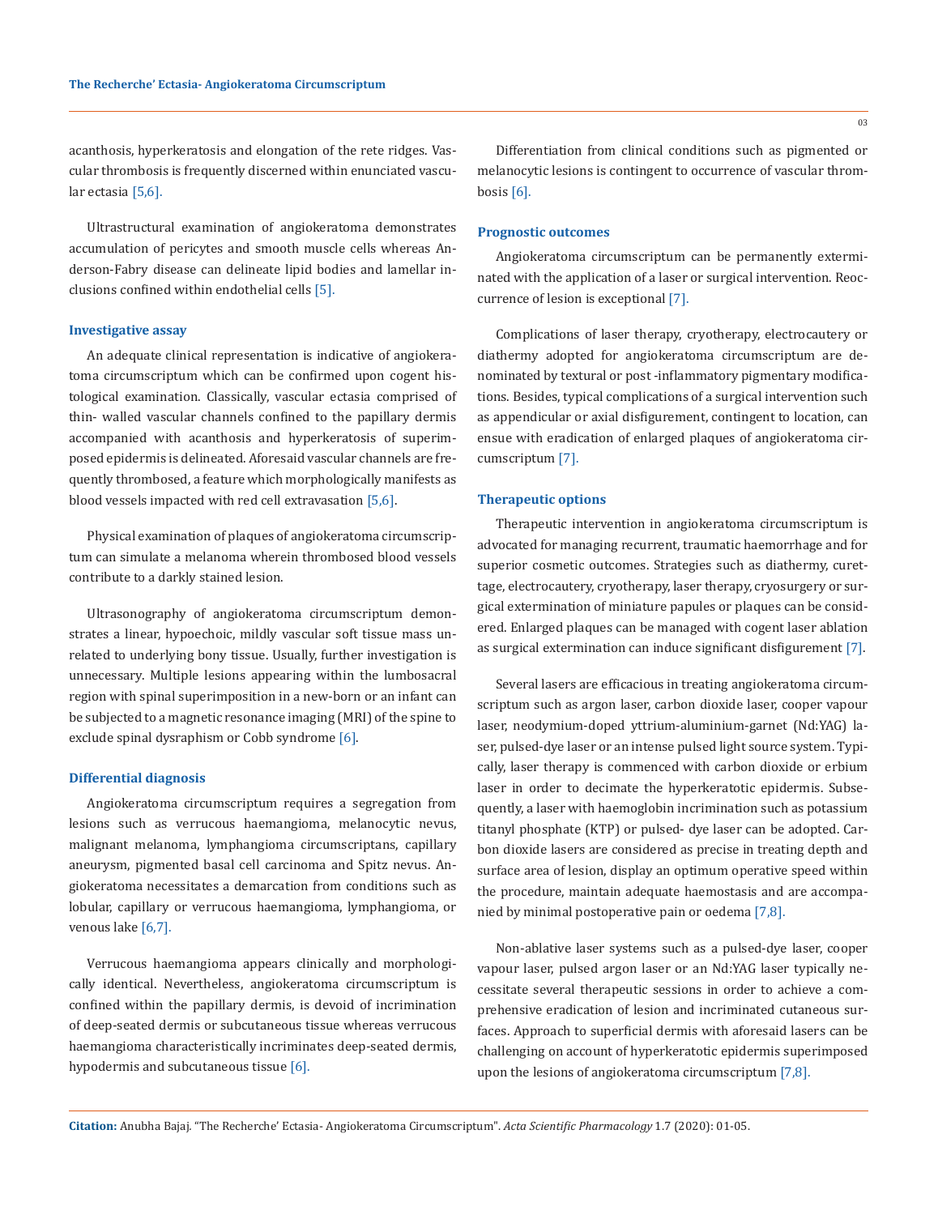acanthosis, hyperkeratosis and elongation of the rete ridges. Vascular thrombosis is frequently discerned within enunciated vascular ectasia [5,6].

Ultrastructural examination of angiokeratoma demonstrates accumulation of pericytes and smooth muscle cells whereas Anderson-Fabry disease can delineate lipid bodies and lamellar inclusions confined within endothelial cells [5].

## Investigative assay

An adequate clinical representation is indicative of angiokeratoma circumscriptum which can be confirmed upon cogent histological examination. Classically, vascular ectasia comprised of thin- walled vascular channels confined to the papillary dermis accompanied with acanthosis and hyperkeratosis of superimposed epidermis is delineated. Aforesaid vascular channels are frequently thrombosed, a feature which morphologically manifests as blood vessels impacted with red cell extravasation [5,6].

Physical examination of plaques of angiokeratoma circumscriptum can simulate a melanoma wherein thrombosed blood vessels contribute to a darkly stained lesion.

Ultrasonography of angiokeratoma circumscriptum demonstrates a linear, hypoechoic, mildly vascular soft tissue mass unrelated to underlying bony tissue. Usually, further investigation is unnecessary. Multiple lesions appearing within the lumbosacral region with spinal superimposition in a new-born or an infant can be subjected to a magnetic resonance imaging (MRI) of the spine to exclude spinal dysraphism or Cobb syndrome [6].

## Differential diagnosis

Angiokeratoma circumscriptum requires a segregation from lesions such as verrucous haemangioma, melanocytic nevus, malignant melanoma, lymphangioma circumscriptans, capillary aneurysm, pigmented basal cell carcinoma and Spitz nevus. Angiokeratoma necessitates a demarcation from conditions such as lobular, capillary or verrucous haemangioma, lymphangioma, or venous lake [6,7].

Verrucous haemangioma appears clinically and morphologically identical. Nevertheless, angiokeratoma circumscriptum is confined within the papillary dermis, is devoid of incrimination of deep-seated dermis or subcutaneous tissue whereas verrucous haemangioma characteristically incriminates deep-seated dermis, hypodermis and subcutaneous tissue [6].

Differentiation from clinical conditions such as pigmented or melanocytic lesions is contingent to occurrence of vascular thrombosis [6].

## Prognostic outcomes

Angiokeratoma circumscriptum can be permanently exterminated with the application of a laser or surgical intervention. Reoccurrence of lesion is exceptional [7].

Complications of laser therapy, cryotherapy, electrocautery or diathermy adopted for angiokeratoma circumscriptum are denominated by textural or post -inflammatory pigmentary modifications. Besides, typical complications of a surgical intervention such as appendicular or axial disfigurement, contingent to location, can ensue with eradication of enlarged plaques of angiokeratoma circumscriptum [7].

## Therapeutic options

Therapeutic intervention in angiokeratoma circumscriptum is advocated for managing recurrent, traumatic haemorrhage and for superior cosmetic outcomes. Strategies such as diathermy, curettage, electrocautery, cryotherapy, laser therapy, cryosurgery or surgical extermination of miniature papules or plaques can be considered. Enlarged plaques can be managed with cogent laser ablation as surgical extermination can induce significant disfigurement [7].

Several lasers are efficacious in treating angiokeratoma circumscriptum such as argon laser, carbon dioxide laser, cooper vapour laser, neodymium-doped yttrium-aluminium-garnet (Nd:YAG) laser, pulsed-dye laser or an intense pulsed light source system. Typically, laser therapy is commenced with carbon dioxide or erbium laser in order to decimate the hyperkeratotic epidermis. Subsequently, a laser with haemoglobin incrimination such as potassium titanyl phosphate (KTP) or pulsed- dye laser can be adopted. Carbon dioxide lasers are considered as precise in treating depth and surface area of lesion, display an optimum operative speed within the procedure, maintain adequate haemostasis and are accompanied by minimal postoperative pain or oedema [7,8].

Non-ablative laser systems such as a pulsed-dye laser, cooper vapour laser, pulsed argon laser or an Nd:YAG laser typically necessitate several therapeutic sessions in order to achieve a comprehensive eradication of lesion and incriminated cutaneous surfaces. Approach to superficial dermis with aforesaid lasers can be challenging on account of hyperkeratotic epidermis superimposed upon the lesions of angiokeratoma circumscriptum [7,8].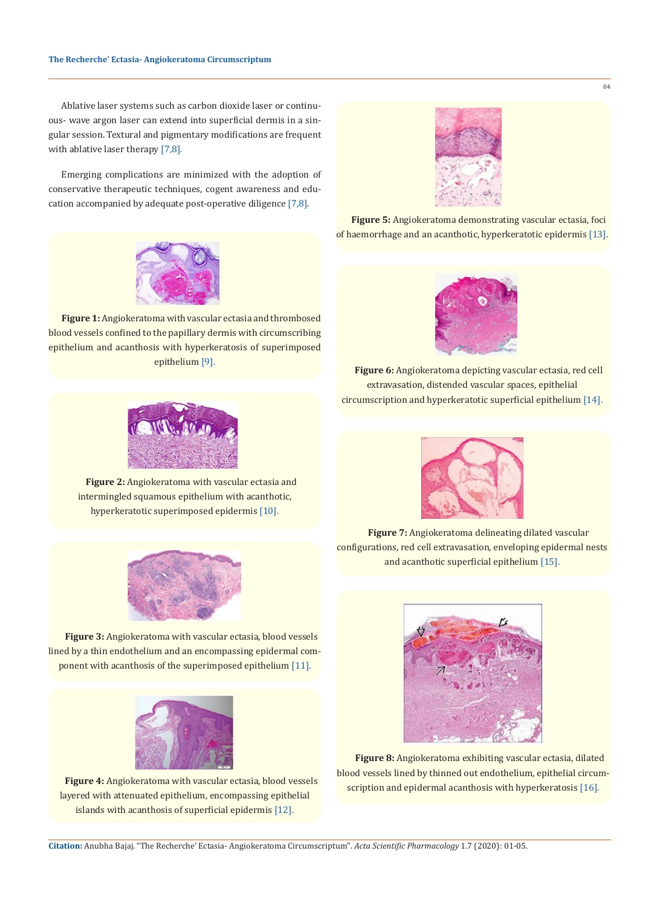Ablative laser systems such as carbon dioxide laser or continuous- wave argon laser can extend into superficial dermis in a singular session. Textural and pigmentary modifications are frequent with ablative laser therapy [7,8].

Emerging complications are minimized with the adoption of conservative therapeutic techniques, cogent awareness and education accompanied by adequate post-operative diligence [7,8].

**Figure 1:** Angiokeratoma with vascular ectasia and thrombosed blood vessels confined to the papillary dermis with circumscribing epithelium and acanthosis with hyperkeratosis of superimposed epithelium [9].

**Figure 2:** Angiokeratoma with vascular ectasia and intermingled squamous epithelium with acanthotic, hyperkeratotic superimposed epidermis [10].

**Figure 3:** Angiokeratoma with vascular ectasia, blood vessels lined by a thin endothelium and an encompassing epidermal component with acanthosis of the superimposed epithelium [11].

**Figure 4:** Angiokeratoma with vascular ectasia, blood vessels layered with attenuated epithelium, encompassing epithelial islands with acanthosis of superficial epidermis [12].

**Figure 5:** Angiokeratoma demonstrating vascular ectasia, foci of haemorrhage and an acanthotic, hyperkeratotic epidermis [13].

**Figure 6:** Angiokeratoma depicting vascular ectasia, red cell extravasation, distended vascular spaces, epithelial circumscription and hyperkeratotic superficial epithelium [14].

**Figure 7:** Angiokeratoma delineating dilated vascular configurations, red cell extravasation, enveloping epidermal nests and acanthotic superficial epithelium [15].

**Figure 8:** Angiokeratoma exhibiting vascular ectasia, dilated blood vessels lined by thinned out endothelium, epithelial circumscription and epidermal acanthosis with hyperkeratosis [16].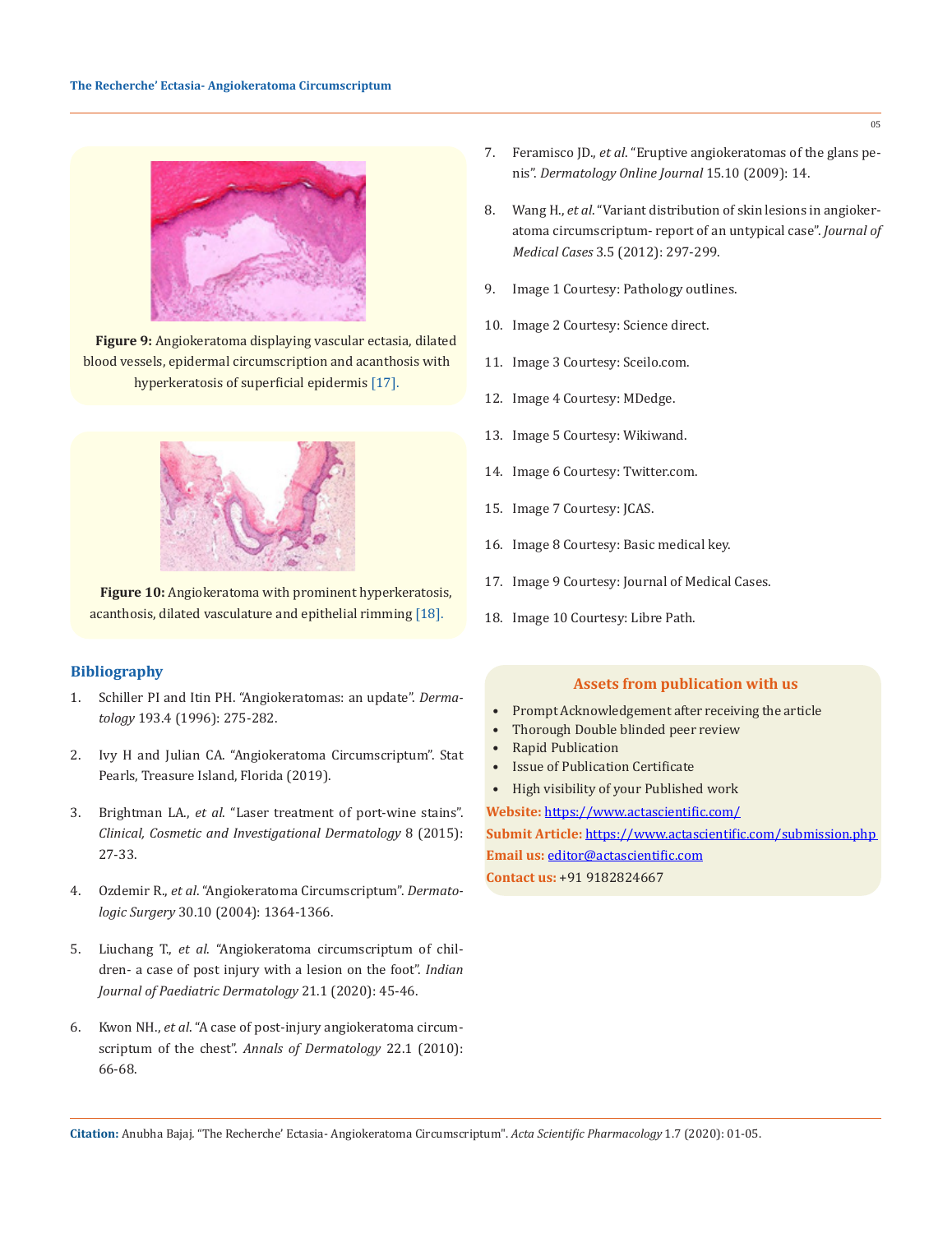**Figure 9:** Angiokeratoma displaying vascular ectasia, dilated blood vessels, epidermal circumscription and acanthosis with hyperkeratosis of superficial epidermis [17].

**Figure 10:** Angiokeratoma with prominent hyperkeratosis, acanthosis, dilated vasculature and epithelial rimming [18].

## Bibliography

1. Schiller PI and Itin PH. "Angiokeratomas: an update". *Dermatology* 193.4 (1996): 275-282.
2. Ivy H and Julian CA. "Angiokeratoma Circumscriptum". Stat Pearls, Treasure Island, Florida (2019).
3. Brightman LA., *et al*. "Laser treatment of port-wine stains". *Clinical, Cosmetic and Investigational Dermatology* 8 (2015): 27-33.
4. Ozdemir R., *et al*. "Angiokeratoma Circumscriptum". *Dermatologic Surgery* 30.10 (2004): 1364-1366.
5. Liuchang T., *et al*. "Angiokeratoma circumscriptum of children- a case of post injury with a lesion on the foot". *Indian Journal of Paediatric Dermatology* 21.1 (2020): 45-46.
6. Kwon NH., *et al*. "A case of post-injury angiokeratoma circumscriptum of the chest". *Annals of Dermatology* 22.1 (2010): 66-68.
7. Feramisco JD., *et al*. "Eruptive angiokeratomas of the glans penis". *Dermatology Online Journal* 15.10 (2009): 14.
8. Wang H., *et al*. "Variant distribution of skin lesions in angiokeratoma circumscriptum- report of an untypical case". *Journal of Medical Cases* 3.5 (2012): 297-299.
9. Image 1 Courtesy: Pathology outlines.
10. Image 2 Courtesy: Science direct.
11. Image 3 Courtesy: Sceilo.com.
12. Image 4 Courtesy: MDedge.
13. Image 5 Courtesy: Wikiwand.
14. Image 6 Courtesy: Twitter.com.
15. Image 7 Courtesy: JCAS.
16. Image 8 Courtesy: Basic medical key.
17. Image 9 Courtesy: Journal of Medical Cases.
18. Image 10 Courtesy: Libre Path.

### Assets from publication with us

- Prompt Acknowledgement after receiving the article
- Thorough Double blinded peer review
- Rapid Publication
- Issue of Publication Certificate
- High visibility of your Published work

**Website:** https://www.actascientific.com/
**Submit Article:** https://www.actascientific.com/submission.php
**Email us:** editor@actascientific.com
**Contact us:** +91 9182824667